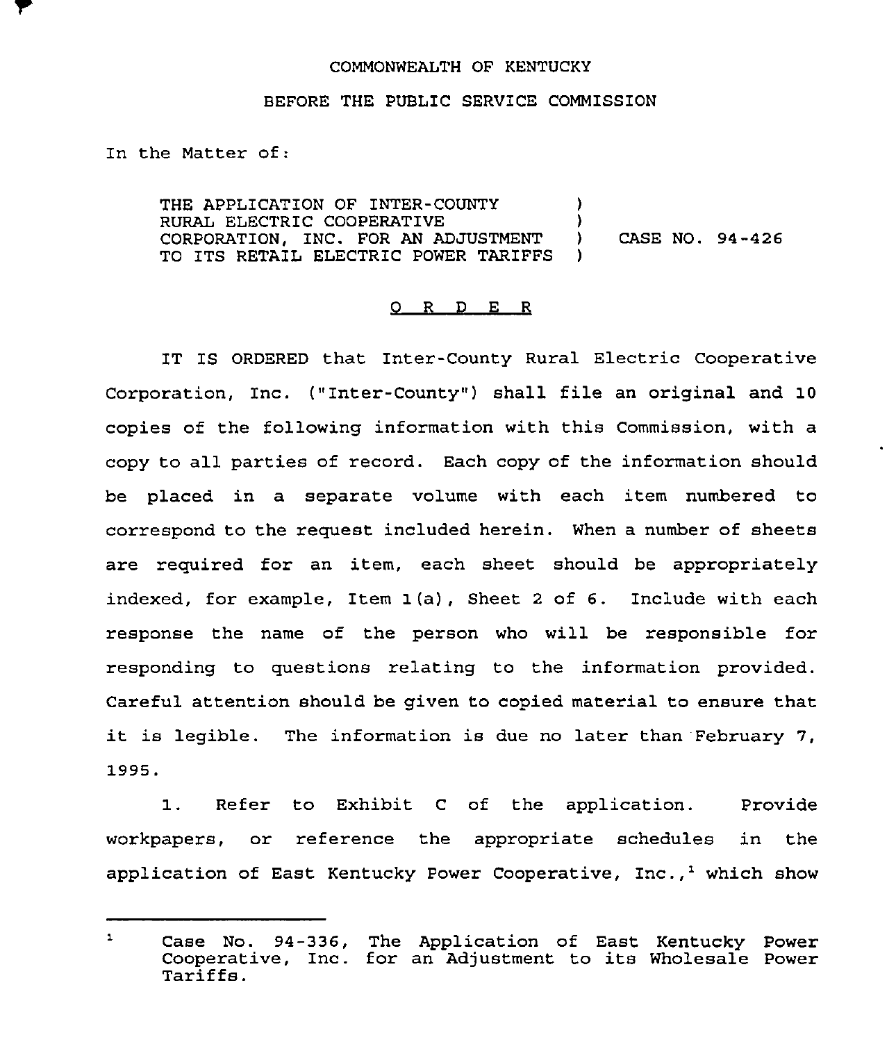COMMONWEALTH OF KENTUCKY

BEFORE THE PUBLIC SERVICE COMMISSION

In the Matter of:

THE APPLICATION OF INTER-COUNTY RURAL ELECTRIC COOPERATIVE CORPORATION, INC. FOR AN ADJUSTMENT TO ITS RETAIL ELECTRIC POWER TARIFFS ) CASE NO. 94-426

## O R D E R

IT IS ORDERED that Inter-County Rural Electric Cooperative Corporation, Inc. ("Inter-County") shall file an original and 10 copies of the following information with this Commission, with a copy to all parties of record. Each copy of the information should be placed in a separate volume with each item numbered to correspond to the request included herein. When a number of sheets are required for an item, each sheet should be appropriately indexed, for example, Item 1(a), Sheet 2 of 6. Include with each response the name of the person who will be responsible for responding to questions relating to the information provided. Careful attention should be given to copied material to ensure that it is legible. The information is due no later than February 7, 1995.

1. Refer to Exhibit C of the application. Provide workpapers, or reference the appropriate schedules in the application of East Kentucky Power Cooperative, Inc.,[1] which show

---

[1] Case No. 94-336, The Application of East Kentucky Power Cooperative, Inc. for an Adjustment to its Wholesale Power Tariffs.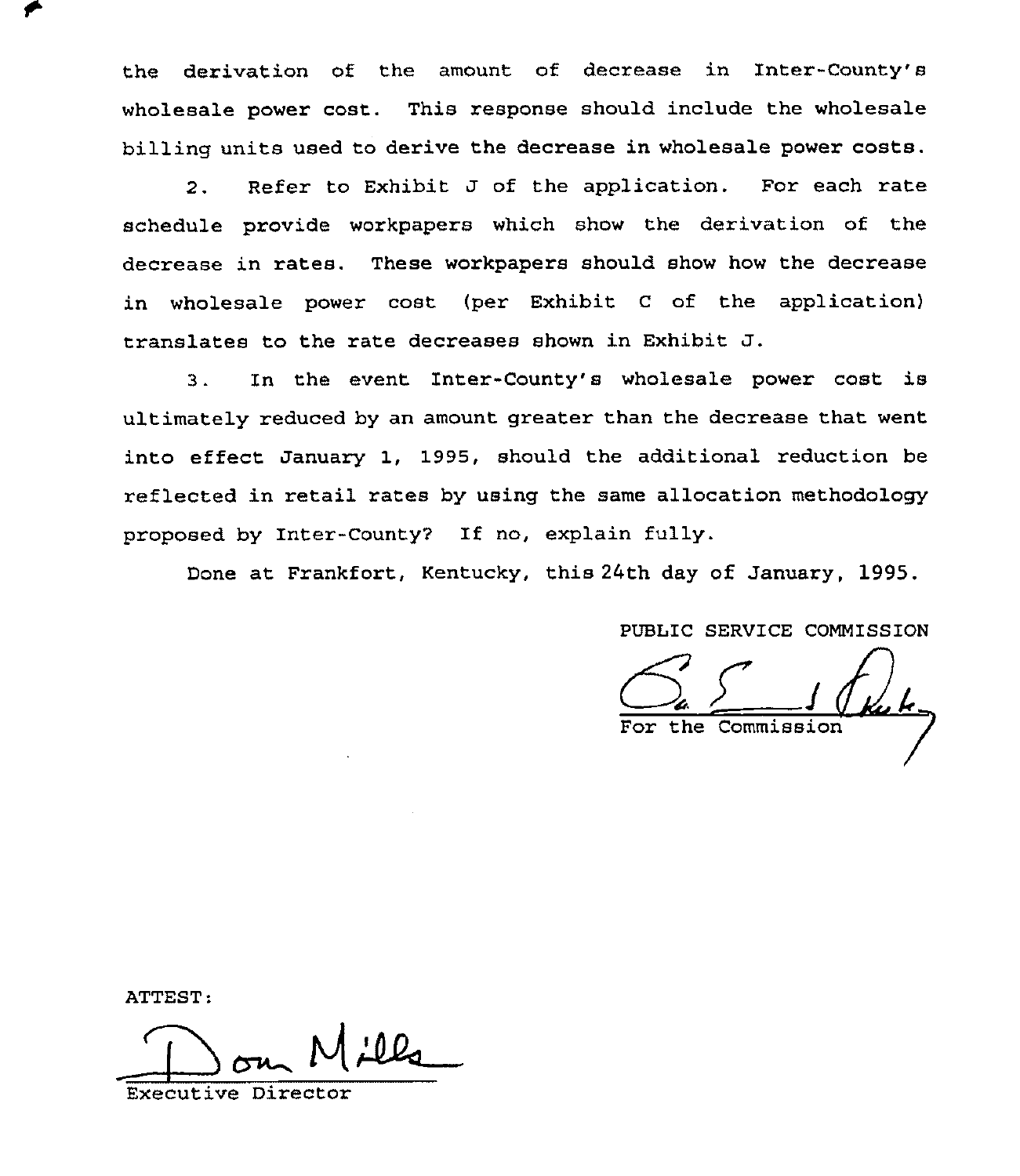the derivation of the amount of decrease in Inter-County's wholesale power cost. This response should include the wholesale billing units used to derive the decrease in wholesale power costs.

2. Refer to Exhibit J of the application. For each rate schedule provide workpapers which show the derivation of the decrease in rates. These workpapers should show how the decrease in wholesale power cost (per Exhibit C of the application) translates to the rate decreases shown in Exhibit J.

3. In the event Inter-County's wholesale power cost is ultimately reduced by an amount greater than the decrease that went into effect January 1, 1995, should the additional reduction be reflected in retail rates by using the same allocation methodology proposed by Inter-County? If no, explain fully.

Done at Frankfort, Kentucky, this 24th day of January, 1995.

PUBLIC SERVICE COMMISSION

For the Commission

ATTEST:

Executive Director